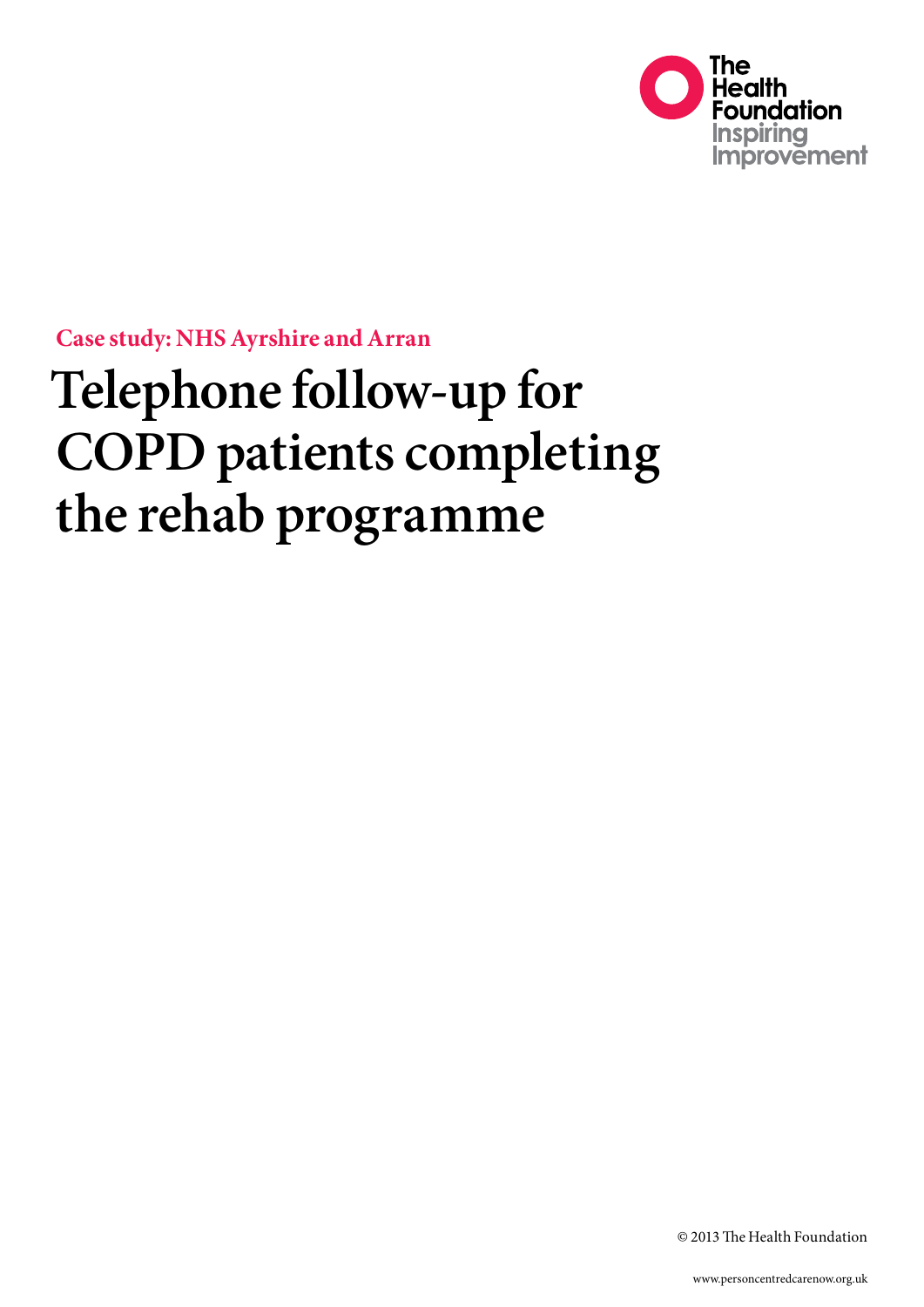The Health Foundation
Inspiring Improvement

**Case study: NHS Ayrshire and Arran**

# Telephone follow-up for COPD patients completing the rehab programme

© 2013 The Health Foundation

www.personcentredcarenow.org.uk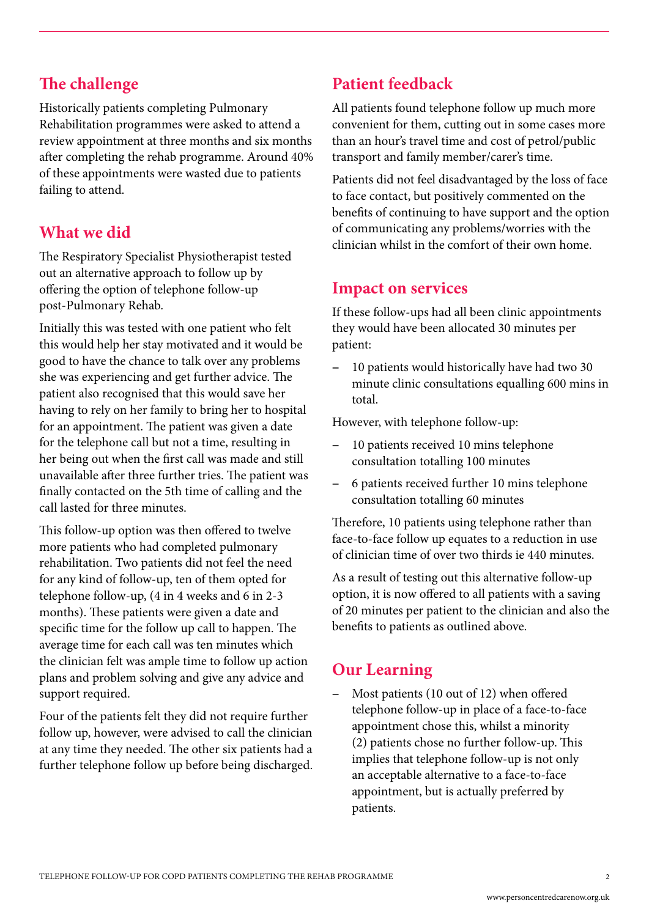## The challenge

Historically patients completing Pulmonary Rehabilitation programmes were asked to attend a review appointment at three months and six months after completing the rehab programme. Around 40% of these appointments were wasted due to patients failing to attend.

## What we did

The Respiratory Specialist Physiotherapist tested out an alternative approach to follow up by offering the option of telephone follow-up post-Pulmonary Rehab.

Initially this was tested with one patient who felt this would help her stay motivated and it would be good to have the chance to talk over any problems she was experiencing and get further advice. The patient also recognised that this would save her having to rely on her family to bring her to hospital for an appointment. The patient was given a date for the telephone call but not a time, resulting in her being out when the first call was made and still unavailable after three further tries. The patient was finally contacted on the 5th time of calling and the call lasted for three minutes.

This follow-up option was then offered to twelve more patients who had completed pulmonary rehabilitation. Two patients did not feel the need for any kind of follow-up, ten of them opted for telephone follow-up, (4 in 4 weeks and 6 in 2-3 months). These patients were given a date and specific time for the follow up call to happen. The average time for each call was ten minutes which the clinician felt was ample time to follow up action plans and problem solving and give any advice and support required.

Four of the patients felt they did not require further follow up, however, were advised to call the clinician at any time they needed. The other six patients had a further telephone follow up before being discharged.

## Patient feedback

All patients found telephone follow up much more convenient for them, cutting out in some cases more than an hour's travel time and cost of petrol/public transport and family member/carer's time.

Patients did not feel disadvantaged by the loss of face to face contact, but positively commented on the benefits of continuing to have support and the option of communicating any problems/worries with the clinician whilst in the comfort of their own home.

## Impact on services

If these follow-ups had all been clinic appointments they would have been allocated 30 minutes per patient:

- 10 patients would historically have had two 30 minute clinic consultations equalling 600 mins in total.

However, with telephone follow-up:

- 10 patients received 10 mins telephone consultation totalling 100 minutes
- 6 patients received further 10 mins telephone consultation totalling 60 minutes

Therefore, 10 patients using telephone rather than face-to-face follow up equates to a reduction in use of clinician time of over two thirds ie 440 minutes.

As a result of testing out this alternative follow-up option, it is now offered to all patients with a saving of 20 minutes per patient to the clinician and also the benefits to patients as outlined above.

## Our Learning

- Most patients (10 out of 12) when offered telephone follow-up in place of a face-to-face appointment chose this, whilst a minority (2) patients chose no further follow-up. This implies that telephone follow-up is not only an acceptable alternative to a face-to-face appointment, but is actually preferred by patients.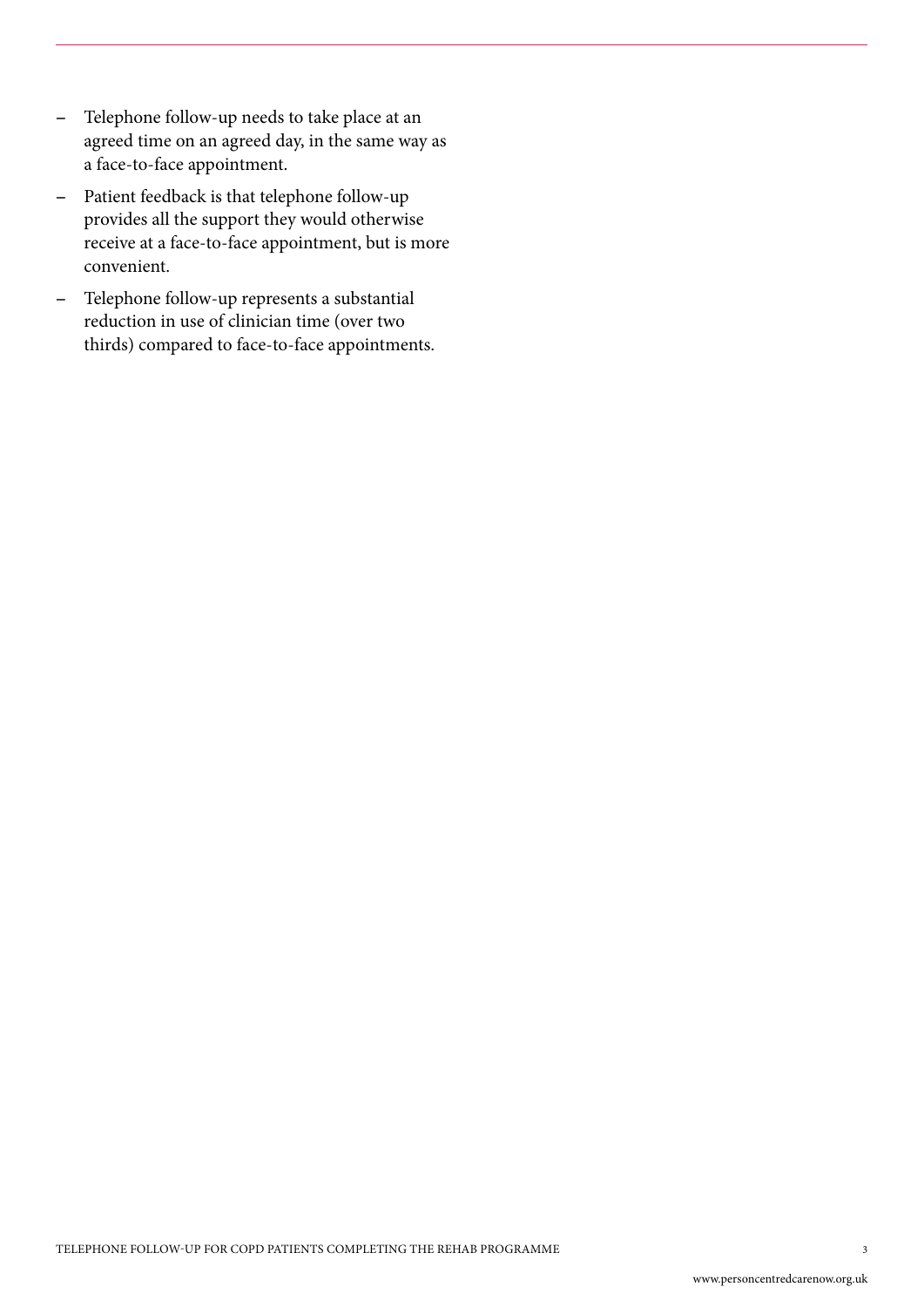- Telephone follow-up needs to take place at an agreed time on an agreed day, in the same way as a face-to-face appointment.
- Patient feedback is that telephone follow-up provides all the support they would otherwise receive at a face-to-face appointment, but is more convenient.
- Telephone follow-up represents a substantial reduction in use of clinician time (over two thirds) compared to face-to-face appointments.